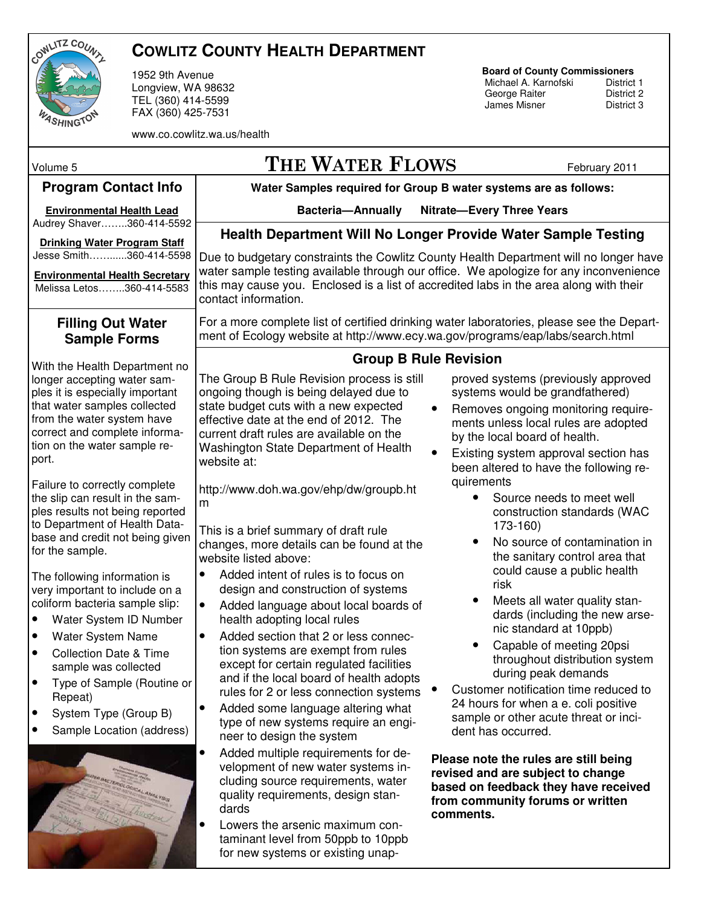# COWLITZ COUNTY HEALTH DEPARTMENT

1952 9th Avenue
Longview, WA 98632
TEL (360) 414-5599
FAX (360) 425-7531

www.co.cowlitz.wa.us/health

**Board of County Commissioners**
Michael A. Karnofski — District 1
George Raiter — District 2
James Misner — District 3

Volume 5

# THE WATER FLOWS

February 2011

## Program Contact Info

**Environmental Health Lead**
Audrey Shaver……..360-414-5592

**Drinking Water Program Staff**
Jesse Smith………....360-414-5598

**Environmental Health Secretary**
Melissa Letos……..360-414-5583

## Filling Out Water Sample Forms

With the Health Department no longer accepting water samples it is especially important that water samples collected from the water system have correct and complete information on the water sample report.

Failure to correctly complete the slip can result in the samples results not being reported to Department of Health Database and credit not being given for the sample.

The following information is very important to include on a coliform bacteria sample slip:

- Water System ID Number
- Water System Name
- Collection Date & Time sample was collected
- Type of Sample (Routine or Repeat)
- System Type (Group B)
- Sample Location (address)

**Water Samples required for Group B water systems are as follows:**

**Bacteria—Annually Nitrate—Every Three Years**

## Health Department Will No Longer Provide Water Sample Testing

Due to budgetary constraints the Cowlitz County Health Department will no longer have water sample testing available through our office. We apologize for any inconvenience this may cause you. Enclosed is a list of accredited labs in the area along with their contact information.

For a more complete list of certified drinking water laboratories, please see the Department of Ecology website at http://www.ecy.wa.gov/programs/eap/labs/search.html

## Group B Rule Revision

The Group B Rule Revision process is still ongoing though is being delayed due to state budget cuts with a new expected effective date at the end of 2012. The current draft rules are available on the Washington State Department of Health website at:

http://www.doh.wa.gov/ehp/dw/groupb.htm

This is a brief summary of draft rule changes, more details can be found at the website listed above:

- Added intent of rules is to focus on design and construction of systems
- Added language about local boards of health adopting local rules
- Added section that 2 or less connection systems are exempt from rules except for certain regulated facilities and if the local board of health adopts rules for 2 or less connection systems
- Added some language altering what type of new systems require an engineer to design the system
- Added multiple requirements for development of new water systems including source requirements, water quality requirements, design standards
- Lowers the arsenic maximum contaminant level from 50ppb to 10ppb for new systems or existing unapproved systems (previously approved systems would be grandfathered)
- Removes ongoing monitoring requirements unless local rules are adopted by the local board of health.
- Existing system approval section has been altered to have the following requirements
  - Source needs to meet well construction standards (WAC 173-160)
  - No source of contamination in the sanitary control area that could cause a public health risk
  - Meets all water quality standards (including the new arsenic standard at 10ppb)
  - Capable of meeting 20psi throughout distribution system during peak demands
- Customer notification time reduced to 24 hours for when a e. coli positive sample or other acute threat or incident has occurred.

**Please note the rules are still being revised and are subject to change based on feedback they have received from community forums or written comments.**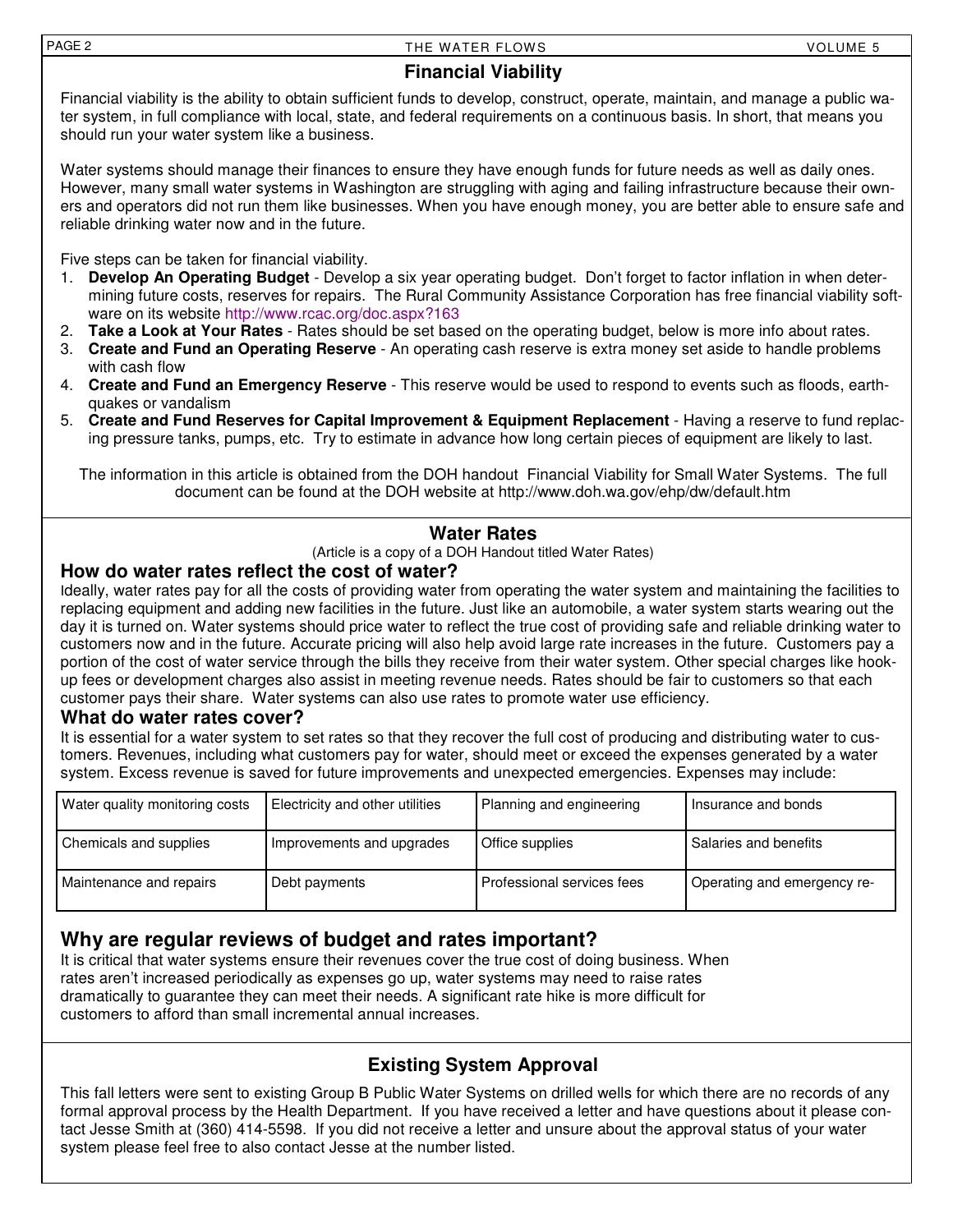## Financial Viability

Financial viability is the ability to obtain sufficient funds to develop, construct, operate, maintain, and manage a public water system, in full compliance with local, state, and federal requirements on a continuous basis. In short, that means you should run your water system like a business.

Water systems should manage their finances to ensure they have enough funds for future needs as well as daily ones. However, many small water systems in Washington are struggling with aging and failing infrastructure because their owners and operators did not run them like businesses. When you have enough money, you are better able to ensure safe and reliable drinking water now and in the future.

Five steps can be taken for financial viability.

1. **Develop An Operating Budget** - Develop a six year operating budget. Don't forget to factor inflation in when determining future costs, reserves for repairs. The Rural Community Assistance Corporation has free financial viability software on its website http://www.rcac.org/doc.aspx?163
2. **Take a Look at Your Rates** - Rates should be set based on the operating budget, below is more info about rates.
3. **Create and Fund an Operating Reserve** - An operating cash reserve is extra money set aside to handle problems with cash flow
4. **Create and Fund an Emergency Reserve** - This reserve would be used to respond to events such as floods, earthquakes or vandalism
5. **Create and Fund Reserves for Capital Improvement & Equipment Replacement** - Having a reserve to fund replacing pressure tanks, pumps, etc. Try to estimate in advance how long certain pieces of equipment are likely to last.

The information in this article is obtained from the DOH handout Financial Viability for Small Water Systems. The full document can be found at the DOH website at http://www.doh.wa.gov/ehp/dw/default.htm

## Water Rates

(Article is a copy of a DOH Handout titled Water Rates)

### How do water rates reflect the cost of water?

Ideally, water rates pay for all the costs of providing water from operating the water system and maintaining the facilities to replacing equipment and adding new facilities in the future. Just like an automobile, a water system starts wearing out the day it is turned on. Water systems should price water to reflect the true cost of providing safe and reliable drinking water to customers now and in the future. Accurate pricing will also help avoid large rate increases in the future. Customers pay a portion of the cost of water service through the bills they receive from their water system. Other special charges like hookup fees or development charges also assist in meeting revenue needs. Rates should be fair to customers so that each customer pays their share. Water systems can also use rates to promote water use efficiency.

### What do water rates cover?

It is essential for a water system to set rates so that they recover the full cost of producing and distributing water to customers. Revenues, including what customers pay for water, should meet or exceed the expenses generated by a water system. Excess revenue is saved for future improvements and unexpected emergencies. Expenses may include:

| | | | |
|---|---|---|---|
| Water quality monitoring costs | Electricity and other utilities | Planning and engineering | Insurance and bonds |
| Chemicals and supplies | Improvements and upgrades | Office supplies | Salaries and benefits |
| Maintenance and repairs | Debt payments | Professional services fees | Operating and emergency re- |

### Why are regular reviews of budget and rates important?

It is critical that water systems ensure their revenues cover the true cost of doing business. When rates aren't increased periodically as expenses go up, water systems may need to raise rates dramatically to guarantee they can meet their needs. A significant rate hike is more difficult for customers to afford than small incremental annual increases.

## Existing System Approval

This fall letters were sent to existing Group B Public Water Systems on drilled wells for which there are no records of any formal approval process by the Health Department. If you have received a letter and have questions about it please contact Jesse Smith at (360) 414-5598. If you did not receive a letter and unsure about the approval status of your water system please feel free to also contact Jesse at the number listed.